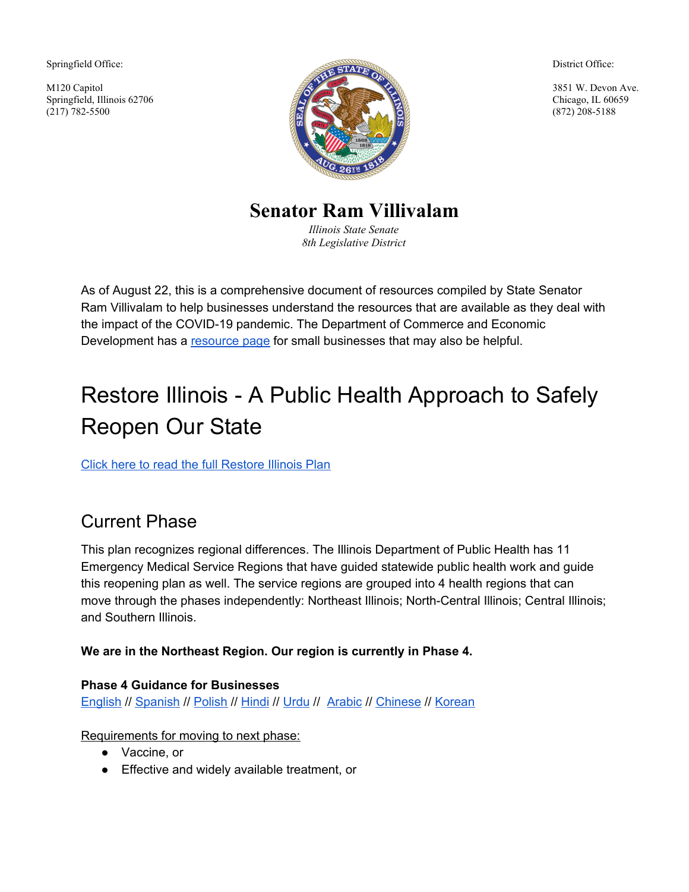Springfield Office:

M120 Capitol
Springfield, Illinois 62706
(217) 782-5500

District Office:

3851 W. Devon Ave.
Chicago, IL 60659
(872) 208-5188

# Senator Ram Villivalam

*Illinois State Senate*
*8th Legislative District*

As of August 22, this is a comprehensive document of resources compiled by State Senator Ram Villivalam to help businesses understand the resources that are available as they deal with the impact of the COVID-19 pandemic. The Department of Commerce and Economic Development has a resource page for small businesses that may also be helpful.

# Restore Illinois - A Public Health Approach to Safely Reopen Our State

Click here to read the full Restore Illinois Plan

## Current Phase

This plan recognizes regional differences. The Illinois Department of Public Health has 11 Emergency Medical Service Regions that have guided statewide public health work and guide this reopening plan as well. The service regions are grouped into 4 health regions that can move through the phases independently: Northeast Illinois; North-Central Illinois; Central Illinois; and Southern Illinois.

**We are in the Northeast Region. Our region is currently in Phase 4.**

**Phase 4 Guidance for Businesses**
English // Spanish // Polish // Hindi // Urdu // Arabic // Chinese // Korean

Requirements for moving to next phase:

- Vaccine, or
- Effective and widely available treatment, or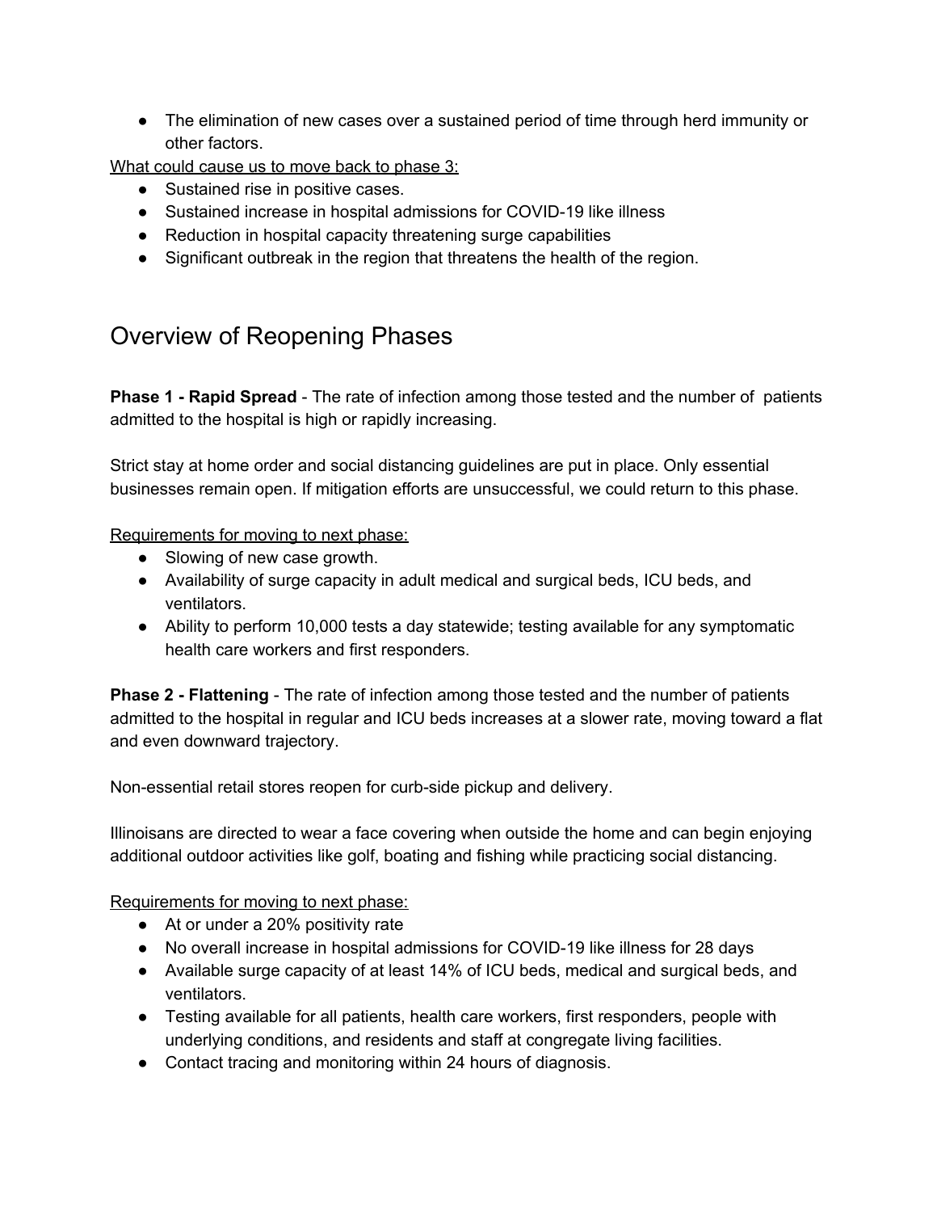- The elimination of new cases over a sustained period of time through herd immunity or other factors.

What could cause us to move back to phase 3:

- Sustained rise in positive cases.
- Sustained increase in hospital admissions for COVID-19 like illness
- Reduction in hospital capacity threatening surge capabilities
- Significant outbreak in the region that threatens the health of the region.

## Overview of Reopening Phases

**Phase 1 - Rapid Spread** - The rate of infection among those tested and the number of patients admitted to the hospital is high or rapidly increasing.

Strict stay at home order and social distancing guidelines are put in place. Only essential businesses remain open. If mitigation efforts are unsuccessful, we could return to this phase.

Requirements for moving to next phase:

- Slowing of new case growth.
- Availability of surge capacity in adult medical and surgical beds, ICU beds, and ventilators.
- Ability to perform 10,000 tests a day statewide; testing available for any symptomatic health care workers and first responders.

**Phase 2 - Flattening** - The rate of infection among those tested and the number of patients admitted to the hospital in regular and ICU beds increases at a slower rate, moving toward a flat and even downward trajectory.

Non-essential retail stores reopen for curb-side pickup and delivery.

Illinoisans are directed to wear a face covering when outside the home and can begin enjoying additional outdoor activities like golf, boating and fishing while practicing social distancing.

Requirements for moving to next phase:

- At or under a 20% positivity rate
- No overall increase in hospital admissions for COVID-19 like illness for 28 days
- Available surge capacity of at least 14% of ICU beds, medical and surgical beds, and ventilators.
- Testing available for all patients, health care workers, first responders, people with underlying conditions, and residents and staff at congregate living facilities.
- Contact tracing and monitoring within 24 hours of diagnosis.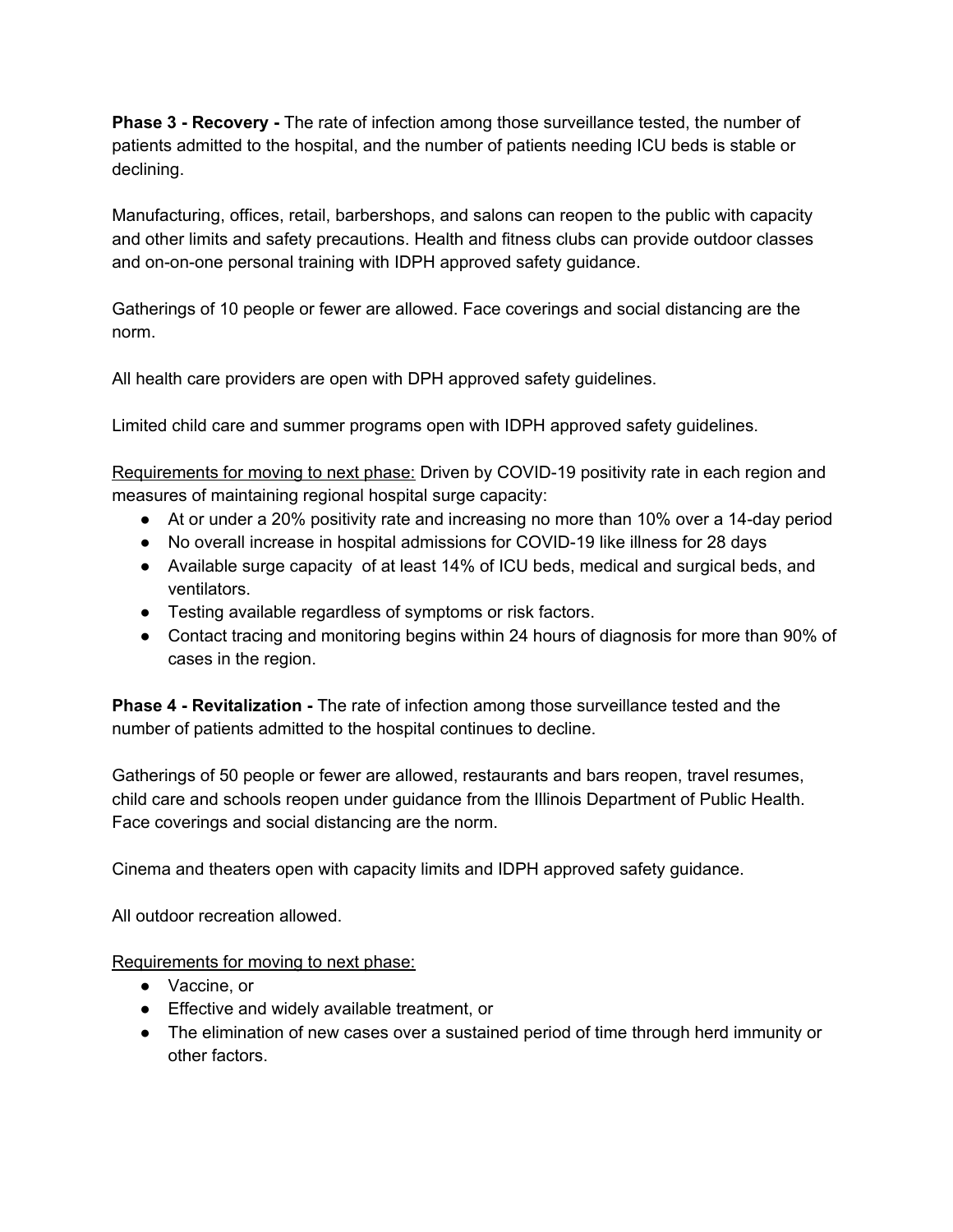**Phase 3 - Recovery -** The rate of infection among those surveillance tested, the number of patients admitted to the hospital, and the number of patients needing ICU beds is stable or declining.

Manufacturing, offices, retail, barbershops, and salons can reopen to the public with capacity and other limits and safety precautions. Health and fitness clubs can provide outdoor classes and on-on-one personal training with IDPH approved safety guidance.

Gatherings of 10 people or fewer are allowed. Face coverings and social distancing are the norm.

All health care providers are open with DPH approved safety guidelines.

Limited child care and summer programs open with IDPH approved safety guidelines.

<u>Requirements for moving to next phase:</u> Driven by COVID-19 positivity rate in each region and measures of maintaining regional hospital surge capacity:

- At or under a 20% positivity rate and increasing no more than 10% over a 14-day period
- No overall increase in hospital admissions for COVID-19 like illness for 28 days
- Available surge capacity of at least 14% of ICU beds, medical and surgical beds, and ventilators.
- Testing available regardless of symptoms or risk factors.
- Contact tracing and monitoring begins within 24 hours of diagnosis for more than 90% of cases in the region.

**Phase 4 - Revitalization -** The rate of infection among those surveillance tested and the number of patients admitted to the hospital continues to decline.

Gatherings of 50 people or fewer are allowed, restaurants and bars reopen, travel resumes, child care and schools reopen under guidance from the Illinois Department of Public Health. Face coverings and social distancing are the norm.

Cinema and theaters open with capacity limits and IDPH approved safety guidance.

All outdoor recreation allowed.

<u>Requirements for moving to next phase:</u>

- Vaccine, or
- Effective and widely available treatment, or
- The elimination of new cases over a sustained period of time through herd immunity or other factors.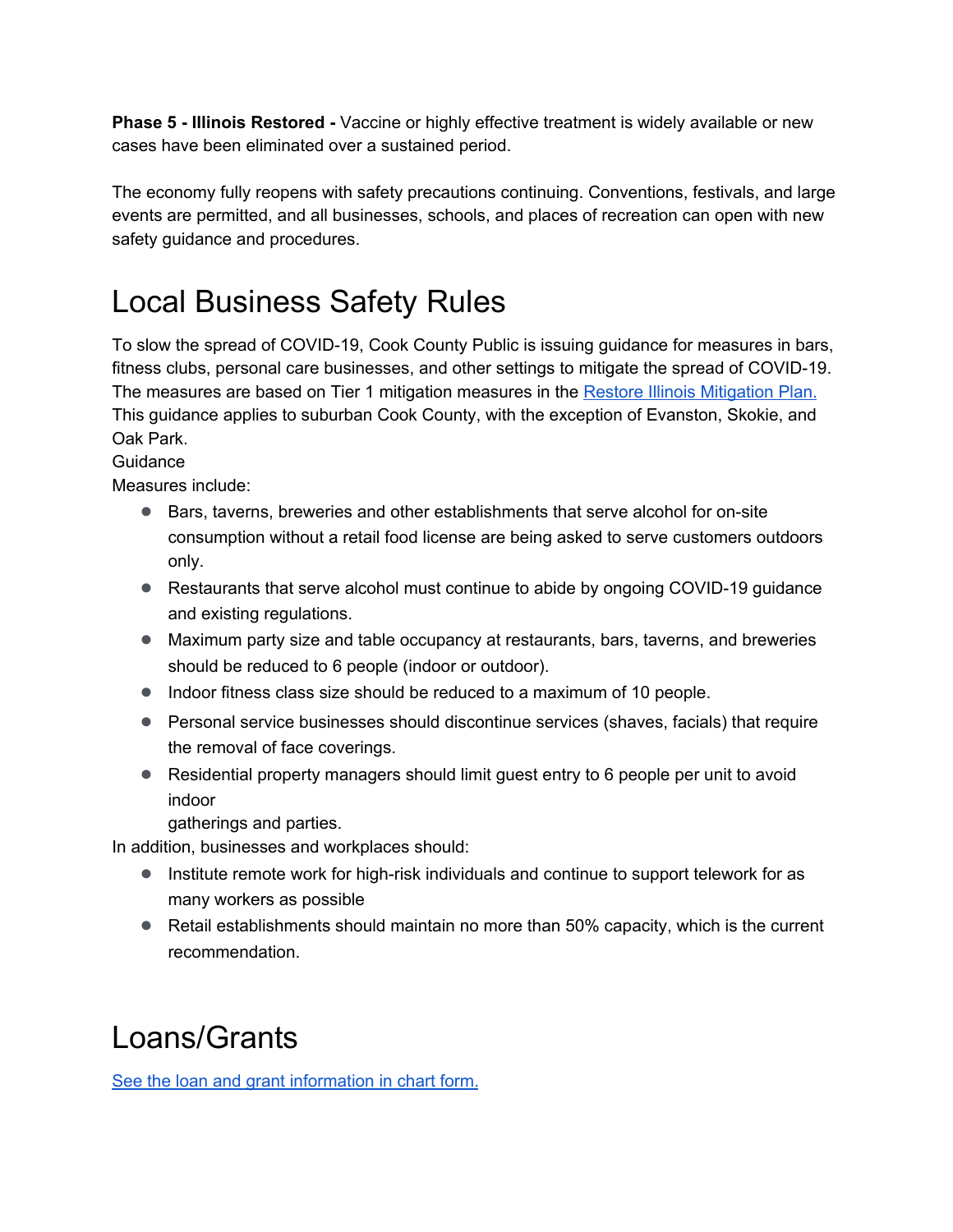**Phase 5 - Illinois Restored -** Vaccine or highly effective treatment is widely available or new cases have been eliminated over a sustained period.

The economy fully reopens with safety precautions continuing. Conventions, festivals, and large events are permitted, and all businesses, schools, and places of recreation can open with new safety guidance and procedures.

# Local Business Safety Rules

To slow the spread of COVID-19, Cook County Public is issuing guidance for measures in bars, fitness clubs, personal care businesses, and other settings to mitigate the spread of COVID-19. The measures are based on Tier 1 mitigation measures in the [Restore Illinois Mitigation Plan.](#) This guidance applies to suburban Cook County, with the exception of Evanston, Skokie, and Oak Park.

Guidance

Measures include:

- Bars, taverns, breweries and other establishments that serve alcohol for on-site consumption without a retail food license are being asked to serve customers outdoors only.
- Restaurants that serve alcohol must continue to abide by ongoing COVID-19 guidance and existing regulations.
- Maximum party size and table occupancy at restaurants, bars, taverns, and breweries should be reduced to 6 people (indoor or outdoor).
- Indoor fitness class size should be reduced to a maximum of 10 people.
- Personal service businesses should discontinue services (shaves, facials) that require the removal of face coverings.
- Residential property managers should limit guest entry to 6 people per unit to avoid indoor gatherings and parties.

In addition, businesses and workplaces should:

- Institute remote work for high-risk individuals and continue to support telework for as many workers as possible
- Retail establishments should maintain no more than 50% capacity, which is the current recommendation.

# Loans/Grants

[See the loan and grant information in chart form.](#)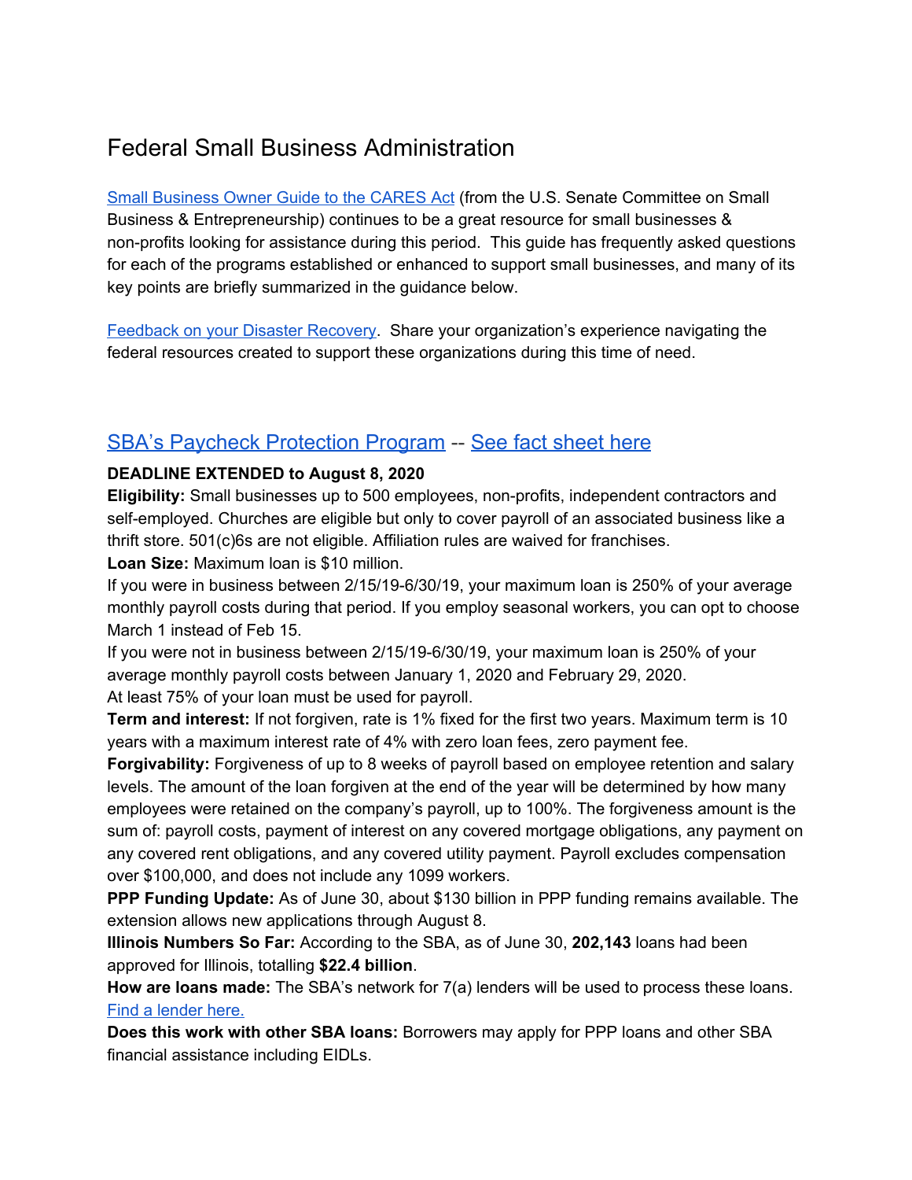# Federal Small Business Administration

Small Business Owner Guide to the CARES Act (from the U.S. Senate Committee on Small Business & Entrepreneurship) continues to be a great resource for small businesses & non-profits looking for assistance during this period. This guide has frequently asked questions for each of the programs established or enhanced to support small businesses, and many of its key points are briefly summarized in the guidance below.

Feedback on your Disaster Recovery. Share your organization's experience navigating the federal resources created to support these organizations during this time of need.

## SBA's Paycheck Protection Program -- See fact sheet here

**DEADLINE EXTENDED to August 8, 2020**

**Eligibility:** Small businesses up to 500 employees, non-profits, independent contractors and self-employed. Churches are eligible but only to cover payroll of an associated business like a thrift store. 501(c)6s are not eligible. Affiliation rules are waived for franchises.

**Loan Size:** Maximum loan is $10 million.

If you were in business between 2/15/19-6/30/19, your maximum loan is 250% of your average monthly payroll costs during that period. If you employ seasonal workers, you can opt to choose March 1 instead of Feb 15.

If you were not in business between 2/15/19-6/30/19, your maximum loan is 250% of your average monthly payroll costs between January 1, 2020 and February 29, 2020.

At least 75% of your loan must be used for payroll.

**Term and interest:** If not forgiven, rate is 1% fixed for the first two years. Maximum term is 10 years with a maximum interest rate of 4% with zero loan fees, zero payment fee.

**Forgivability:** Forgiveness of up to 8 weeks of payroll based on employee retention and salary levels. The amount of the loan forgiven at the end of the year will be determined by how many employees were retained on the company's payroll, up to 100%. The forgiveness amount is the sum of: payroll costs, payment of interest on any covered mortgage obligations, any payment on any covered rent obligations, and any covered utility payment. Payroll excludes compensation over $100,000, and does not include any 1099 workers.

**PPP Funding Update:** As of June 30, about $130 billion in PPP funding remains available. The extension allows new applications through August 8.

**Illinois Numbers So Far:** According to the SBA, as of June 30, **202,143** loans had been approved for Illinois, totalling **$22.4 billion**.

**How are loans made:** The SBA's network for 7(a) lenders will be used to process these loans. Find a lender here.

**Does this work with other SBA loans:** Borrowers may apply for PPP loans and other SBA financial assistance including EIDLs.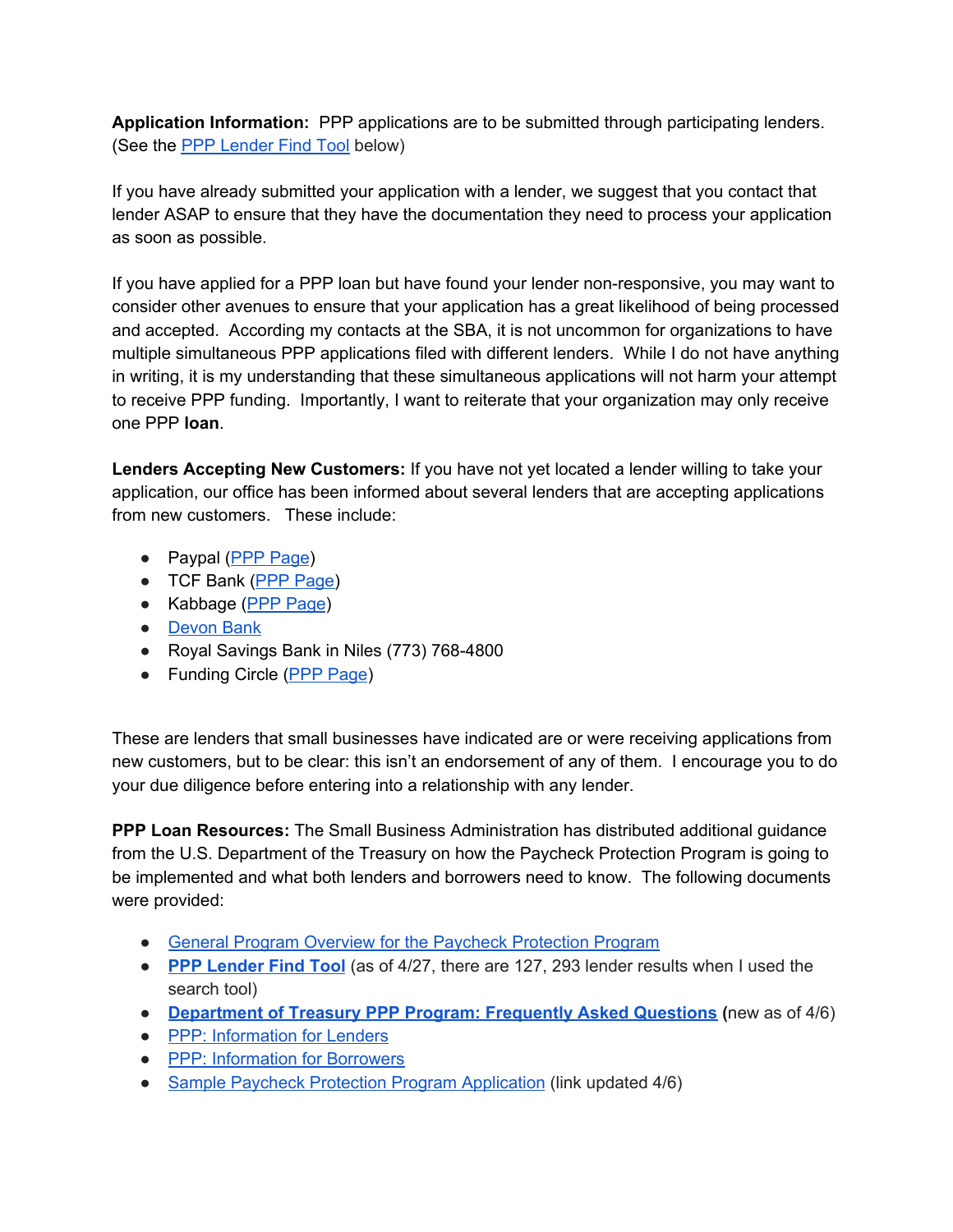**Application Information:** PPP applications are to be submitted through participating lenders. (See the PPP Lender Find Tool below)

If you have already submitted your application with a lender, we suggest that you contact that lender ASAP to ensure that they have the documentation they need to process your application as soon as possible.

If you have applied for a PPP loan but have found your lender non-responsive, you may want to consider other avenues to ensure that your application has a great likelihood of being processed and accepted. According my contacts at the SBA, it is not uncommon for organizations to have multiple simultaneous PPP applications filed with different lenders. While I do not have anything in writing, it is my understanding that these simultaneous applications will not harm your attempt to receive PPP funding. Importantly, I want to reiterate that your organization may only receive one PPP **loan**.

**Lenders Accepting New Customers:** If you have not yet located a lender willing to take your application, our office has been informed about several lenders that are accepting applications from new customers. These include:

- Paypal (PPP Page)
- TCF Bank (PPP Page)
- Kabbage (PPP Page)
- Devon Bank
- Royal Savings Bank in Niles (773) 768-4800
- Funding Circle (PPP Page)

These are lenders that small businesses have indicated are or were receiving applications from new customers, but to be clear: this isn't an endorsement of any of them. I encourage you to do your due diligence before entering into a relationship with any lender.

**PPP Loan Resources:** The Small Business Administration has distributed additional guidance from the U.S. Department of the Treasury on how the Paycheck Protection Program is going to be implemented and what both lenders and borrowers need to know. The following documents were provided:

- General Program Overview for the Paycheck Protection Program
- **PPP Lender Find Tool** (as of 4/27, there are 127, 293 lender results when I used the search tool)
- **Department of Treasury PPP Program: Frequently Asked Questions (**new as of 4/6)
- PPP: Information for Lenders
- PPP: Information for Borrowers
- Sample Paycheck Protection Program Application (link updated 4/6)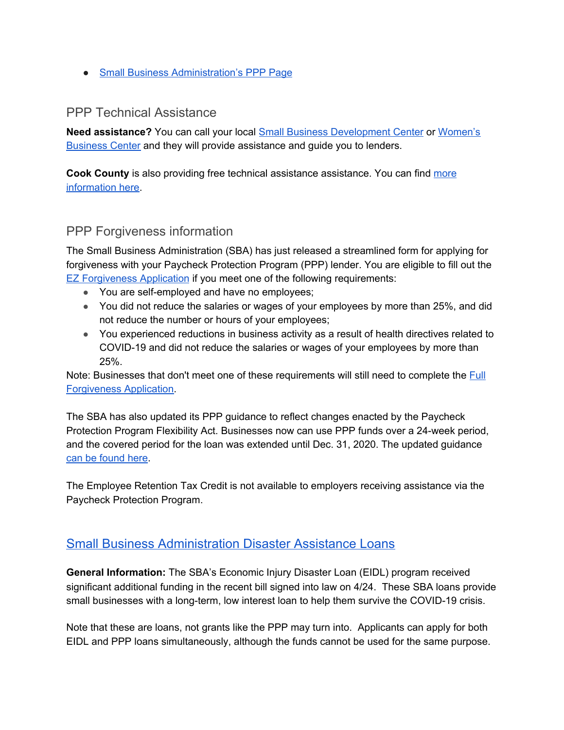- Small Business Administration's PPP Page

## PPP Technical Assistance

**Need assistance?** You can call your local Small Business Development Center or Women's Business Center and they will provide assistance and guide you to lenders.

**Cook County** is also providing free technical assistance assistance. You can find more information here.

## PPP Forgiveness information

The Small Business Administration (SBA) has just released a streamlined form for applying for forgiveness with your Paycheck Protection Program (PPP) lender. You are eligible to fill out the EZ Forgiveness Application if you meet one of the following requirements:

- You are self-employed and have no employees;
- You did not reduce the salaries or wages of your employees by more than 25%, and did not reduce the number or hours of your employees;
- You experienced reductions in business activity as a result of health directives related to COVID-19 and did not reduce the salaries or wages of your employees by more than 25%.

Note: Businesses that don't meet one of these requirements will still need to complete the Full Forgiveness Application.

The SBA has also updated its PPP guidance to reflect changes enacted by the Paycheck Protection Program Flexibility Act. Businesses now can use PPP funds over a 24-week period, and the covered period for the loan was extended until Dec. 31, 2020. The updated guidance can be found here.

The Employee Retention Tax Credit is not available to employers receiving assistance via the Paycheck Protection Program.

## Small Business Administration Disaster Assistance Loans

**General Information:** The SBA's Economic Injury Disaster Loan (EIDL) program received significant additional funding in the recent bill signed into law on 4/24. These SBA loans provide small businesses with a long-term, low interest loan to help them survive the COVID-19 crisis.

Note that these are loans, not grants like the PPP may turn into. Applicants can apply for both EIDL and PPP loans simultaneously, although the funds cannot be used for the same purpose.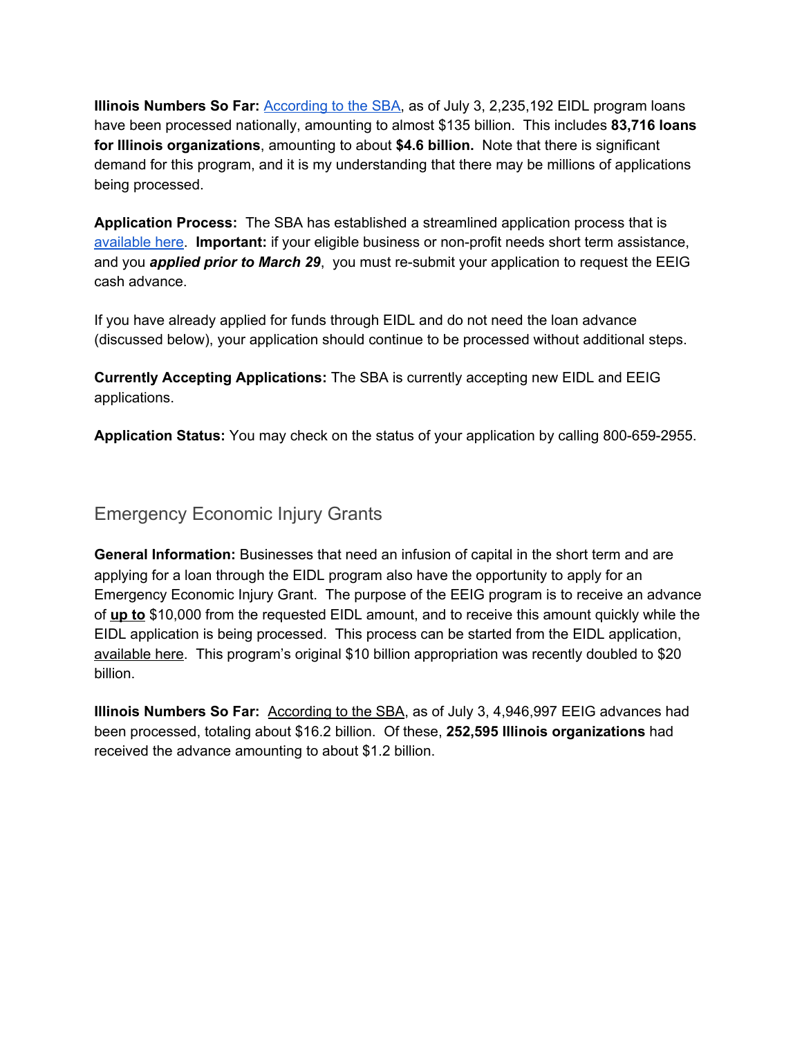**Illinois Numbers So Far:** According to the SBA, as of July 3, 2,235,192 EIDL program loans have been processed nationally, amounting to almost $135 billion. This includes **83,716 loans for Illinois organizations**, amounting to about **$4.6 billion.** Note that there is significant demand for this program, and it is my understanding that there may be millions of applications being processed.

**Application Process:** The SBA has established a streamlined application process that is available here. **Important:** if your eligible business or non-profit needs short term assistance, and you ***applied prior to March 29***, you must re-submit your application to request the EEIG cash advance.

If you have already applied for funds through EIDL and do not need the loan advance (discussed below), your application should continue to be processed without additional steps.

**Currently Accepting Applications:** The SBA is currently accepting new EIDL and EEIG applications.

**Application Status:** You may check on the status of your application by calling 800-659-2955.

## Emergency Economic Injury Grants

**General Information:** Businesses that need an infusion of capital in the short term and are applying for a loan through the EIDL program also have the opportunity to apply for an Emergency Economic Injury Grant. The purpose of the EEIG program is to receive an advance of **up to** $10,000 from the requested EIDL amount, and to receive this amount quickly while the EIDL application is being processed. This process can be started from the EIDL application, available here. This program's original $10 billion appropriation was recently doubled to $20 billion.

**Illinois Numbers So Far:** According to the SBA, as of July 3, 4,946,997 EEIG advances had been processed, totaling about $16.2 billion. Of these, **252,595 Illinois organizations** had received the advance amounting to about $1.2 billion.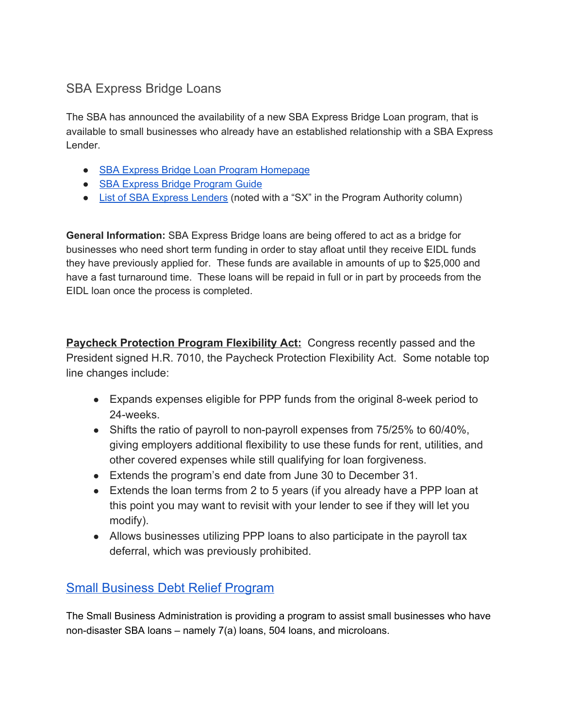## SBA Express Bridge Loans

The SBA has announced the availability of a new SBA Express Bridge Loan program, that is available to small businesses who already have an established relationship with a SBA Express Lender.

- SBA Express Bridge Loan Program Homepage
- SBA Express Bridge Program Guide
- List of SBA Express Lenders (noted with a "SX" in the Program Authority column)

**General Information:** SBA Express Bridge loans are being offered to act as a bridge for businesses who need short term funding in order to stay afloat until they receive EIDL funds they have previously applied for. These funds are available in amounts of up to $25,000 and have a fast turnaround time. These loans will be repaid in full or in part by proceeds from the EIDL loan once the process is completed.

**Paycheck Protection Program Flexibility Act:** Congress recently passed and the President signed H.R. 7010, the Paycheck Protection Flexibility Act. Some notable top line changes include:

- Expands expenses eligible for PPP funds from the original 8-week period to 24-weeks.
- Shifts the ratio of payroll to non-payroll expenses from 75/25% to 60/40%, giving employers additional flexibility to use these funds for rent, utilities, and other covered expenses while still qualifying for loan forgiveness.
- Extends the program's end date from June 30 to December 31.
- Extends the loan terms from 2 to 5 years (if you already have a PPP loan at this point you may want to revisit with your lender to see if they will let you modify).
- Allows businesses utilizing PPP loans to also participate in the payroll tax deferral, which was previously prohibited.

## Small Business Debt Relief Program

The Small Business Administration is providing a program to assist small businesses who have non-disaster SBA loans – namely 7(a) loans, 504 loans, and microloans.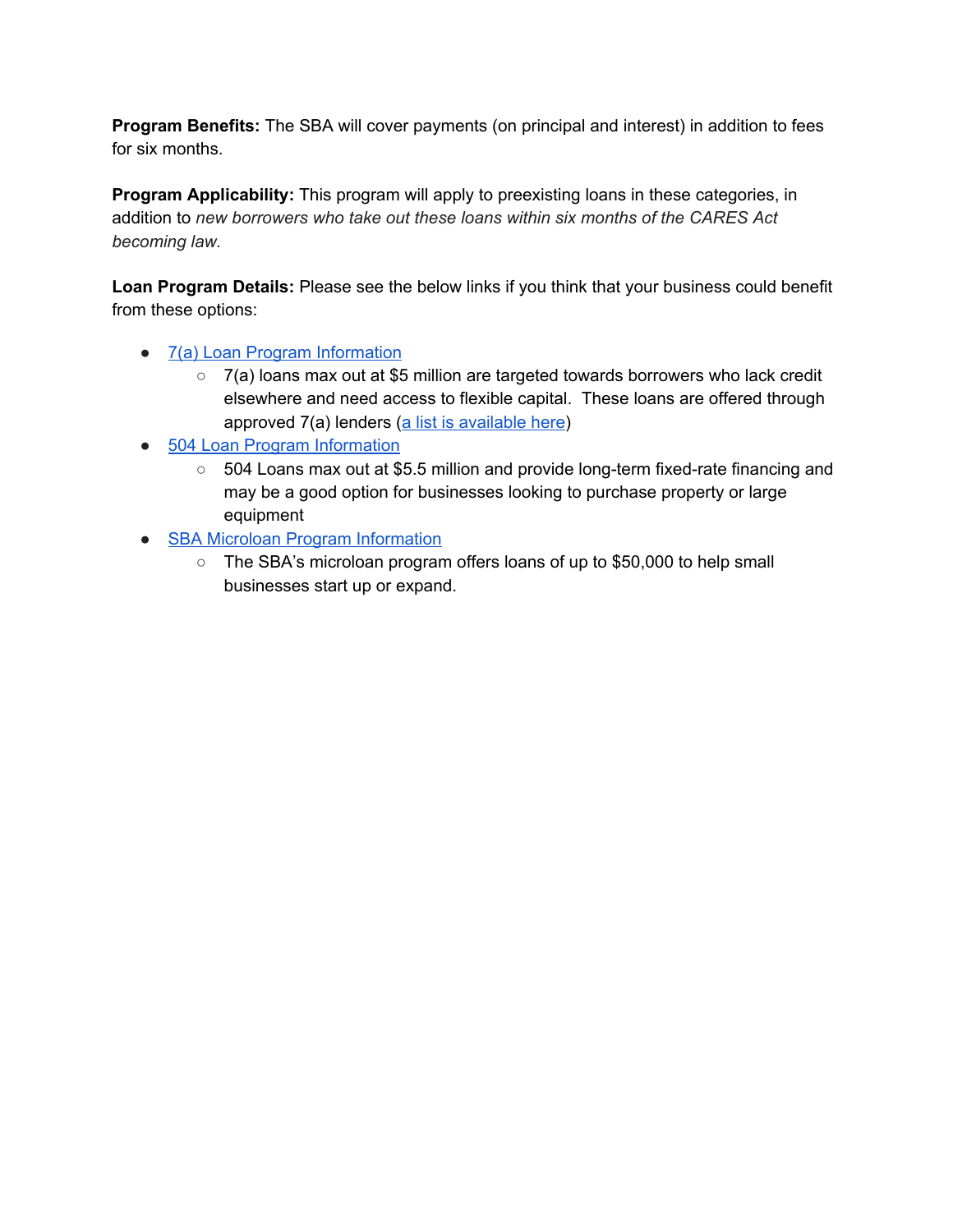**Program Benefits:** The SBA will cover payments (on principal and interest) in addition to fees for six months.

**Program Applicability:** This program will apply to preexisting loans in these categories, in addition to *new borrowers who take out these loans within six months of the CARES Act becoming law.*

**Loan Program Details:** Please see the below links if you think that your business could benefit from these options:

- 7(a) Loan Program Information
  - 7(a) loans max out at $5 million are targeted towards borrowers who lack credit elsewhere and need access to flexible capital. These loans are offered through approved 7(a) lenders (a list is available here)
- 504 Loan Program Information
  - 504 Loans max out at $5.5 million and provide long-term fixed-rate financing and may be a good option for businesses looking to purchase property or large equipment
- SBA Microloan Program Information
  - The SBA's microloan program offers loans of up to $50,000 to help small businesses start up or expand.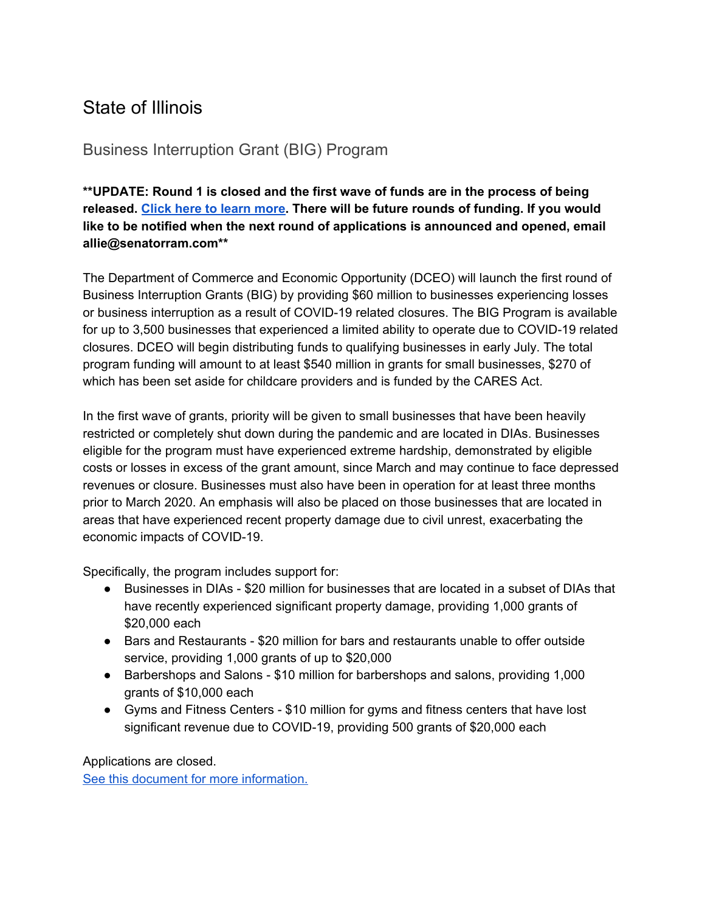# State of Illinois

## Business Interruption Grant (BIG) Program

**\*\*UPDATE: Round 1 is closed and the first wave of funds are in the process of being released. [Click here to learn more](). There will be future rounds of funding. If you would like to be notified when the next round of applications is announced and opened, email allie@senatorram.com\*\***

The Department of Commerce and Economic Opportunity (DCEO) will launch the first round of Business Interruption Grants (BIG) by providing $60 million to businesses experiencing losses or business interruption as a result of COVID-19 related closures. The BIG Program is available for up to 3,500 businesses that experienced a limited ability to operate due to COVID-19 related closures. DCEO will begin distributing funds to qualifying businesses in early July. The total program funding will amount to at least $540 million in grants for small businesses, $270 of which has been set aside for childcare providers and is funded by the CARES Act.

In the first wave of grants, priority will be given to small businesses that have been heavily restricted or completely shut down during the pandemic and are located in DIAs. Businesses eligible for the program must have experienced extreme hardship, demonstrated by eligible costs or losses in excess of the grant amount, since March and may continue to face depressed revenues or closure. Businesses must also have been in operation for at least three months prior to March 2020. An emphasis will also be placed on those businesses that are located in areas that have experienced recent property damage due to civil unrest, exacerbating the economic impacts of COVID-19.

Specifically, the program includes support for:

- Businesses in DIAs - $20 million for businesses that are located in a subset of DIAs that have recently experienced significant property damage, providing 1,000 grants of $20,000 each
- Bars and Restaurants - $20 million for bars and restaurants unable to offer outside service, providing 1,000 grants of up to $20,000
- Barbershops and Salons - $10 million for barbershops and salons, providing 1,000 grants of $10,000 each
- Gyms and Fitness Centers - $10 million for gyms and fitness centers that have lost significant revenue due to COVID-19, providing 500 grants of $20,000 each

Applications are closed.
[See this document for more information.]()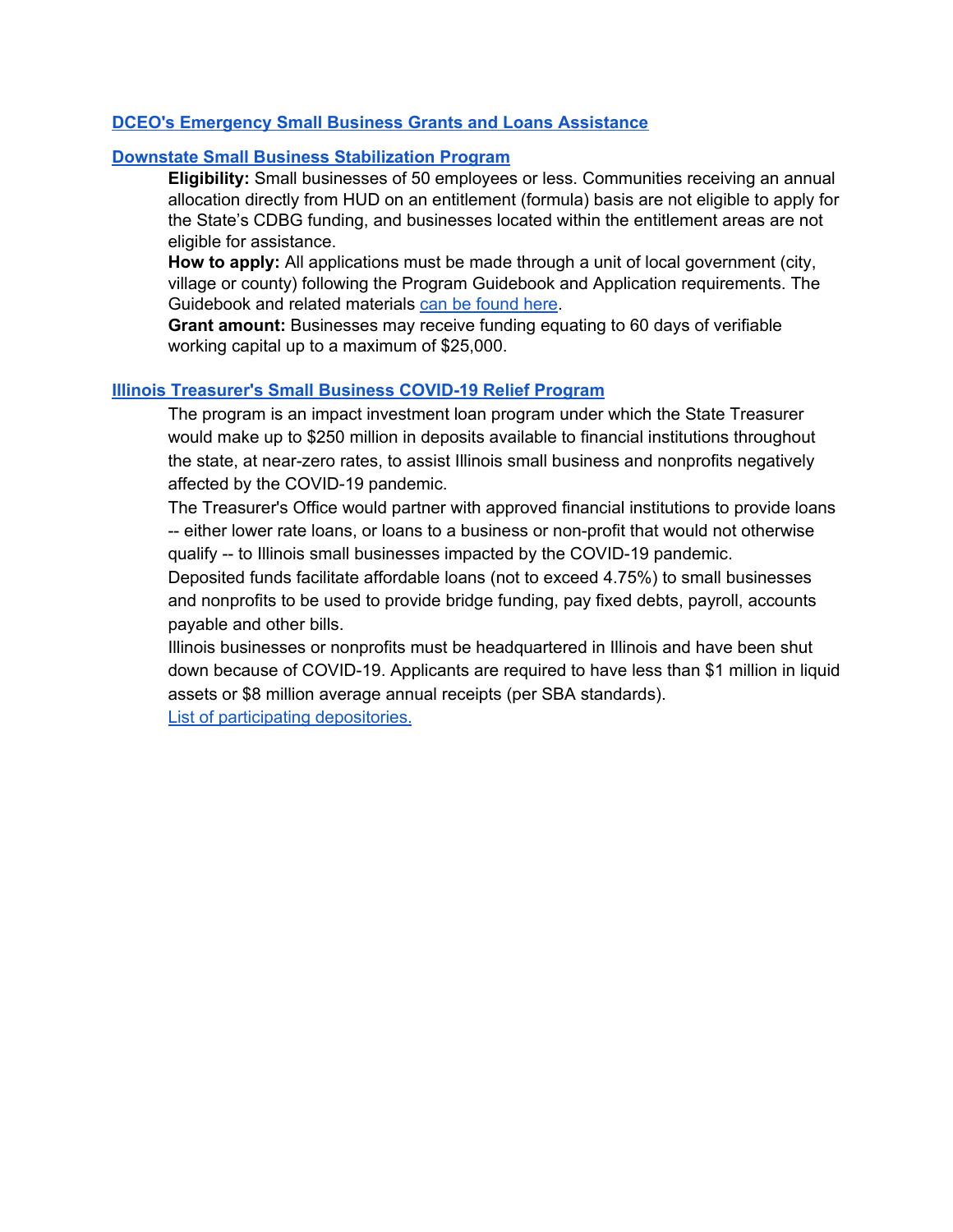**DCEO's Emergency Small Business Grants and Loans Assistance**

**Downstate Small Business Stabilization Program**

**Eligibility:** Small businesses of 50 employees or less. Communities receiving an annual allocation directly from HUD on an entitlement (formula) basis are not eligible to apply for the State's CDBG funding, and businesses located within the entitlement areas are not eligible for assistance.

**How to apply:** All applications must be made through a unit of local government (city, village or county) following the Program Guidebook and Application requirements. The Guidebook and related materials can be found here.

**Grant amount:** Businesses may receive funding equating to 60 days of verifiable working capital up to a maximum of $25,000.

**Illinois Treasurer's Small Business COVID-19 Relief Program**

The program is an impact investment loan program under which the State Treasurer would make up to $250 million in deposits available to financial institutions throughout the state, at near-zero rates, to assist Illinois small business and nonprofits negatively affected by the COVID-19 pandemic.

The Treasurer's Office would partner with approved financial institutions to provide loans -- either lower rate loans, or loans to a business or non-profit that would not otherwise qualify -- to Illinois small businesses impacted by the COVID-19 pandemic.

Deposited funds facilitate affordable loans (not to exceed 4.75%) to small businesses and nonprofits to be used to provide bridge funding, pay fixed debts, payroll, accounts payable and other bills.

Illinois businesses or nonprofits must be headquartered in Illinois and have been shut down because of COVID-19. Applicants are required to have less than $1 million in liquid assets or $8 million average annual receipts (per SBA standards).

List of participating depositories.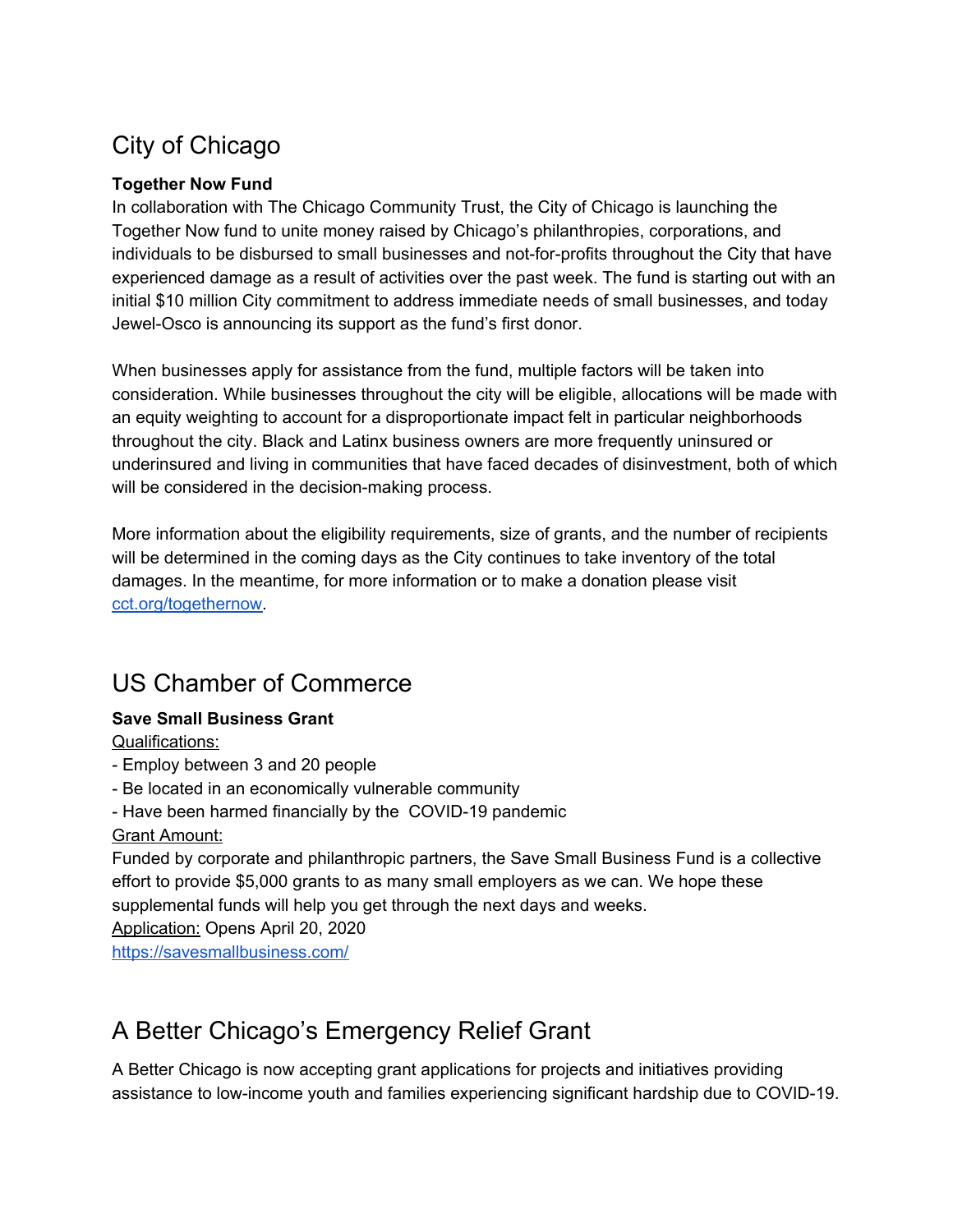## City of Chicago

**Together Now Fund**

In collaboration with The Chicago Community Trust, the City of Chicago is launching the Together Now fund to unite money raised by Chicago's philanthropies, corporations, and individuals to be disbursed to small businesses and not-for-profits throughout the City that have experienced damage as a result of activities over the past week. The fund is starting out with an initial $10 million City commitment to address immediate needs of small businesses, and today Jewel-Osco is announcing its support as the fund's first donor.

When businesses apply for assistance from the fund, multiple factors will be taken into consideration. While businesses throughout the city will be eligible, allocations will be made with an equity weighting to account for a disproportionate impact felt in particular neighborhoods throughout the city. Black and Latinx business owners are more frequently uninsured or underinsured and living in communities that have faced decades of disinvestment, both of which will be considered in the decision-making process.

More information about the eligibility requirements, size of grants, and the number of recipients will be determined in the coming days as the City continues to take inventory of the total damages. In the meantime, for more information or to make a donation please visit [cct.org/togethernow](cct.org/togethernow).

## US Chamber of Commerce

**Save Small Business Grant**

Qualifications:

- Employ between 3 and 20 people
- Be located in an economically vulnerable community
- Have been harmed financially by the COVID-19 pandemic

Grant Amount:

Funded by corporate and philanthropic partners, the Save Small Business Fund is a collective effort to provide $5,000 grants to as many small employers as we can. We hope these supplemental funds will help you get through the next days and weeks.

Application: Opens April 20, 2020

[https://savesmallbusiness.com/](https://savesmallbusiness.com/)

## A Better Chicago's Emergency Relief Grant

A Better Chicago is now accepting grant applications for projects and initiatives providing assistance to low-income youth and families experiencing significant hardship due to COVID-19.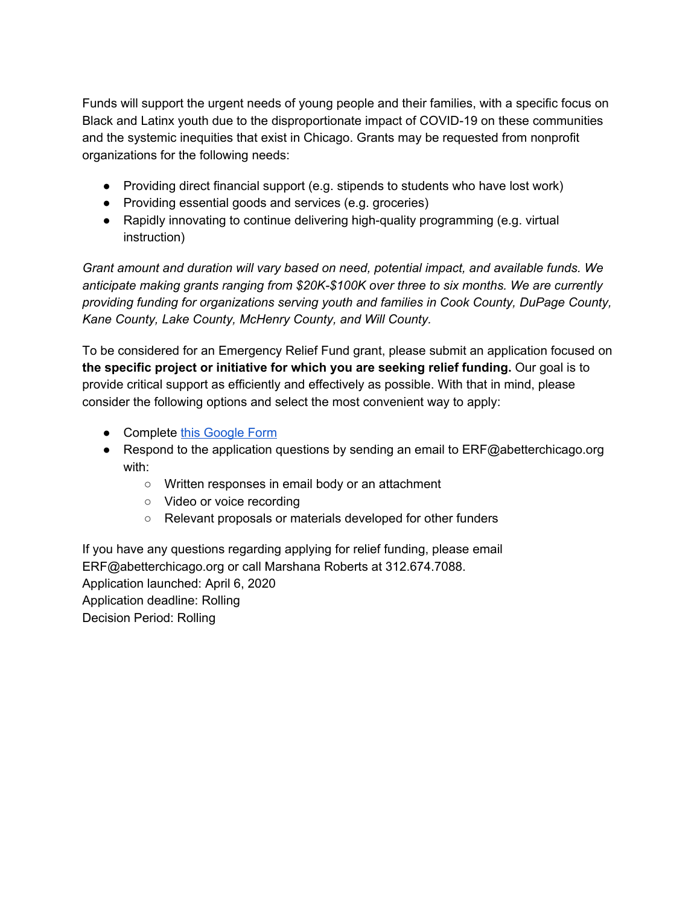Funds will support the urgent needs of young people and their families, with a specific focus on Black and Latinx youth due to the disproportionate impact of COVID-19 on these communities and the systemic inequities that exist in Chicago. Grants may be requested from nonprofit organizations for the following needs:

- Providing direct financial support (e.g. stipends to students who have lost work)
- Providing essential goods and services (e.g. groceries)
- Rapidly innovating to continue delivering high-quality programming (e.g. virtual instruction)

*Grant amount and duration will vary based on need, potential impact, and available funds. We anticipate making grants ranging from $20K-$100K over three to six months. We are currently providing funding for organizations serving youth and families in Cook County, DuPage County, Kane County, Lake County, McHenry County, and Will County.*

To be considered for an Emergency Relief Fund grant, please submit an application focused on **the specific project or initiative for which you are seeking relief funding.** Our goal is to provide critical support as efficiently and effectively as possible. With that in mind, please consider the following options and select the most convenient way to apply:

- Complete this Google Form
- Respond to the application questions by sending an email to ERF@abetterchicago.org with:
  - Written responses in email body or an attachment
  - Video or voice recording
  - Relevant proposals or materials developed for other funders

If you have any questions regarding applying for relief funding, please email ERF@abetterchicago.org or call Marshana Roberts at 312.674.7088.
Application launched: April 6, 2020
Application deadline: Rolling
Decision Period: Rolling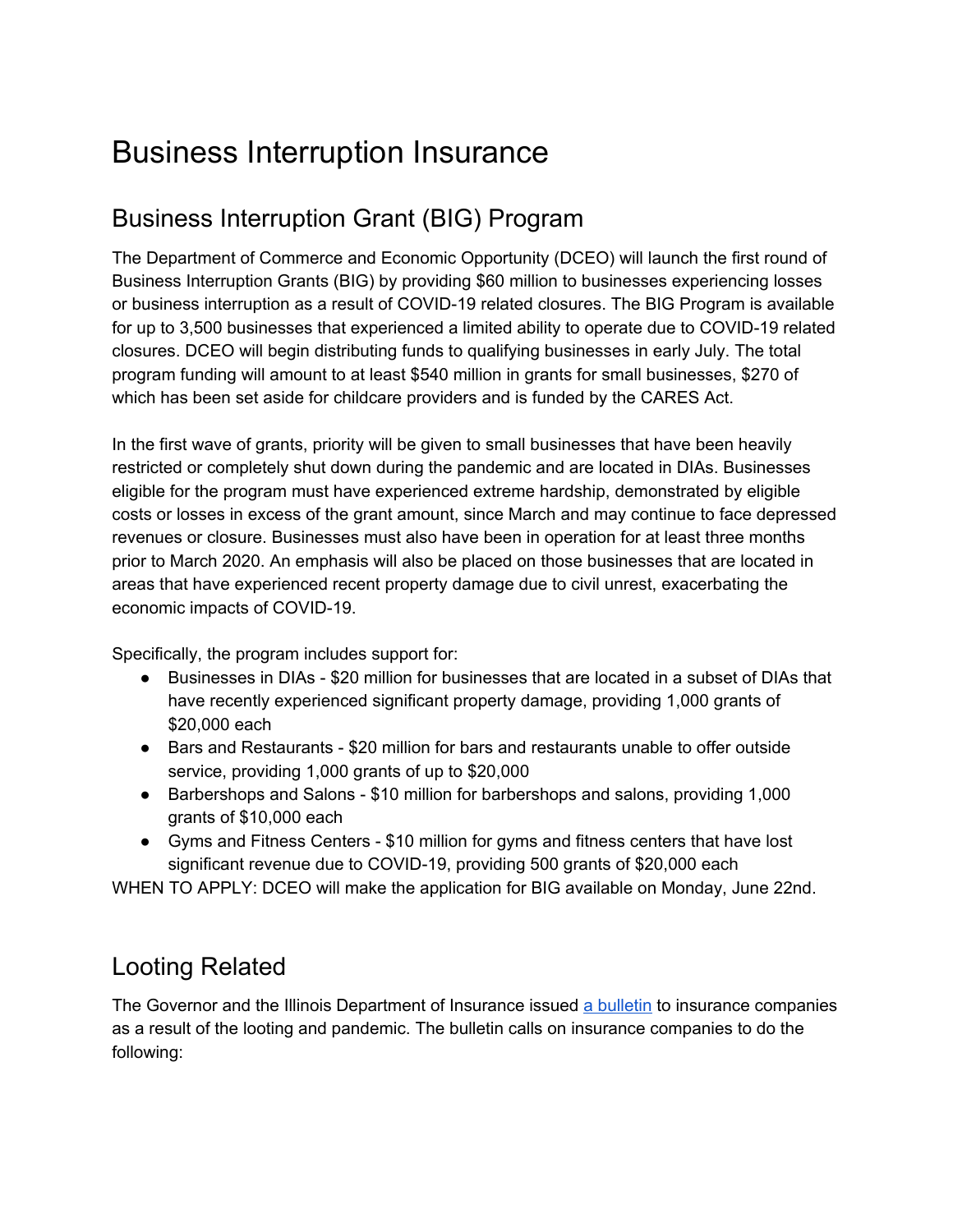# Business Interruption Insurance

## Business Interruption Grant (BIG) Program

The Department of Commerce and Economic Opportunity (DCEO) will launch the first round of Business Interruption Grants (BIG) by providing $60 million to businesses experiencing losses or business interruption as a result of COVID-19 related closures. The BIG Program is available for up to 3,500 businesses that experienced a limited ability to operate due to COVID-19 related closures. DCEO will begin distributing funds to qualifying businesses in early July. The total program funding will amount to at least $540 million in grants for small businesses, $270 of which has been set aside for childcare providers and is funded by the CARES Act.

In the first wave of grants, priority will be given to small businesses that have been heavily restricted or completely shut down during the pandemic and are located in DIAs. Businesses eligible for the program must have experienced extreme hardship, demonstrated by eligible costs or losses in excess of the grant amount, since March and may continue to face depressed revenues or closure. Businesses must also have been in operation for at least three months prior to March 2020. An emphasis will also be placed on those businesses that are located in areas that have experienced recent property damage due to civil unrest, exacerbating the economic impacts of COVID-19.

Specifically, the program includes support for:

- Businesses in DIAs - $20 million for businesses that are located in a subset of DIAs that have recently experienced significant property damage, providing 1,000 grants of $20,000 each
- Bars and Restaurants - $20 million for bars and restaurants unable to offer outside service, providing 1,000 grants of up to $20,000
- Barbershops and Salons - $10 million for barbershops and salons, providing 1,000 grants of $10,000 each
- Gyms and Fitness Centers - $10 million for gyms and fitness centers that have lost significant revenue due to COVID-19, providing 500 grants of $20,000 each

WHEN TO APPLY: DCEO will make the application for BIG available on Monday, June 22nd.

## Looting Related

The Governor and the Illinois Department of Insurance issued [a bulletin](#) to insurance companies as a result of the looting and pandemic. The bulletin calls on insurance companies to do the following: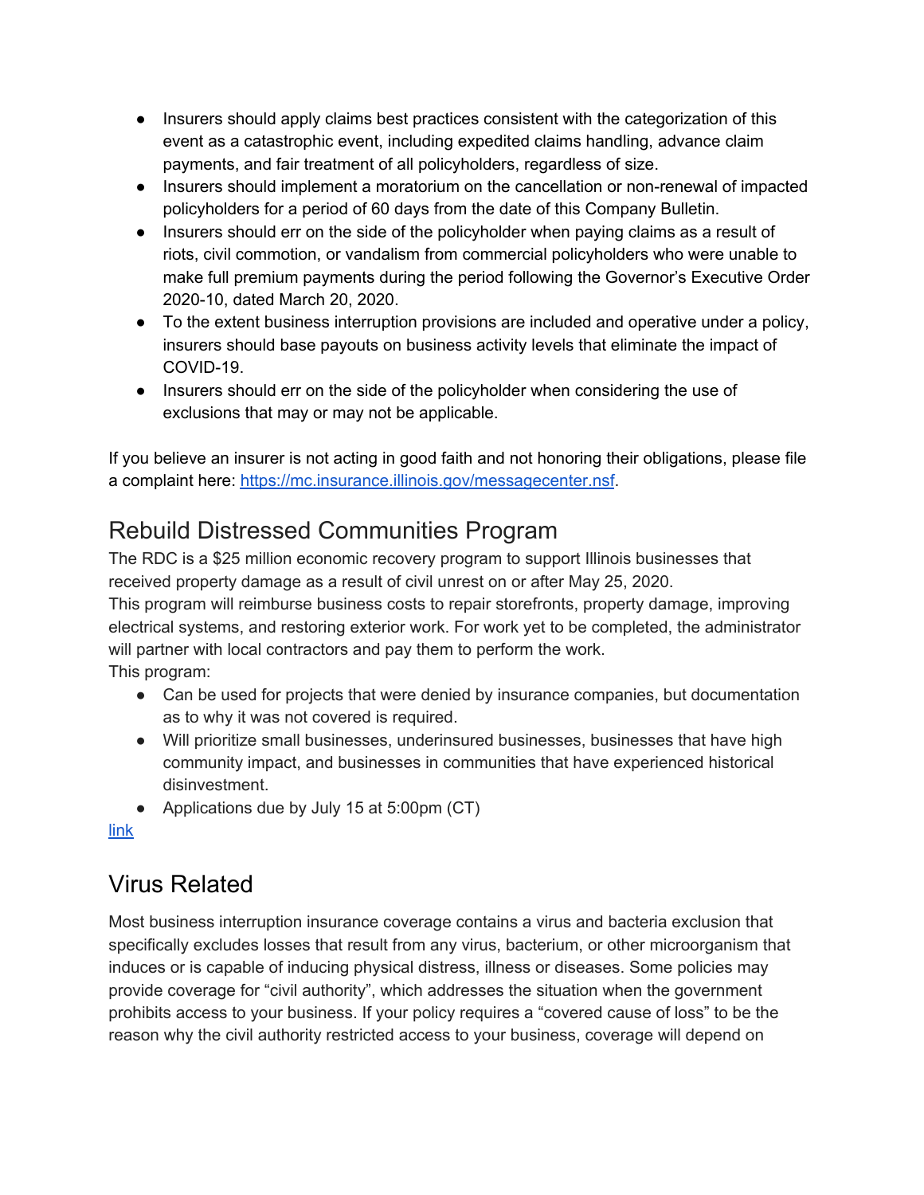- Insurers should apply claims best practices consistent with the categorization of this event as a catastrophic event, including expedited claims handling, advance claim payments, and fair treatment of all policyholders, regardless of size.
- Insurers should implement a moratorium on the cancellation or non-renewal of impacted policyholders for a period of 60 days from the date of this Company Bulletin.
- Insurers should err on the side of the policyholder when paying claims as a result of riots, civil commotion, or vandalism from commercial policyholders who were unable to make full premium payments during the period following the Governor's Executive Order 2020-10, dated March 20, 2020.
- To the extent business interruption provisions are included and operative under a policy, insurers should base payouts on business activity levels that eliminate the impact of COVID-19.
- Insurers should err on the side of the policyholder when considering the use of exclusions that may or may not be applicable.

If you believe an insurer is not acting in good faith and not honoring their obligations, please file a complaint here: [https://mc.insurance.illinois.gov/messagecenter.nsf](https://mc.insurance.illinois.gov/messagecenter.nsf).

## Rebuild Distressed Communities Program

The RDC is a $25 million economic recovery program to support Illinois businesses that received property damage as a result of civil unrest on or after May 25, 2020.
This program will reimburse business costs to repair storefronts, property damage, improving electrical systems, and restoring exterior work. For work yet to be completed, the administrator will partner with local contractors and pay them to perform the work.
This program:

- Can be used for projects that were denied by insurance companies, but documentation as to why it was not covered is required.
- Will prioritize small businesses, underinsured businesses, businesses that have high community impact, and businesses in communities that have experienced historical disinvestment.
- Applications due by July 15 at 5:00pm (CT)

[link]()

## Virus Related

Most business interruption insurance coverage contains a virus and bacteria exclusion that specifically excludes losses that result from any virus, bacterium, or other microorganism that induces or is capable of inducing physical distress, illness or diseases. Some policies may provide coverage for "civil authority", which addresses the situation when the government prohibits access to your business. If your policy requires a "covered cause of loss" to be the reason why the civil authority restricted access to your business, coverage will depend on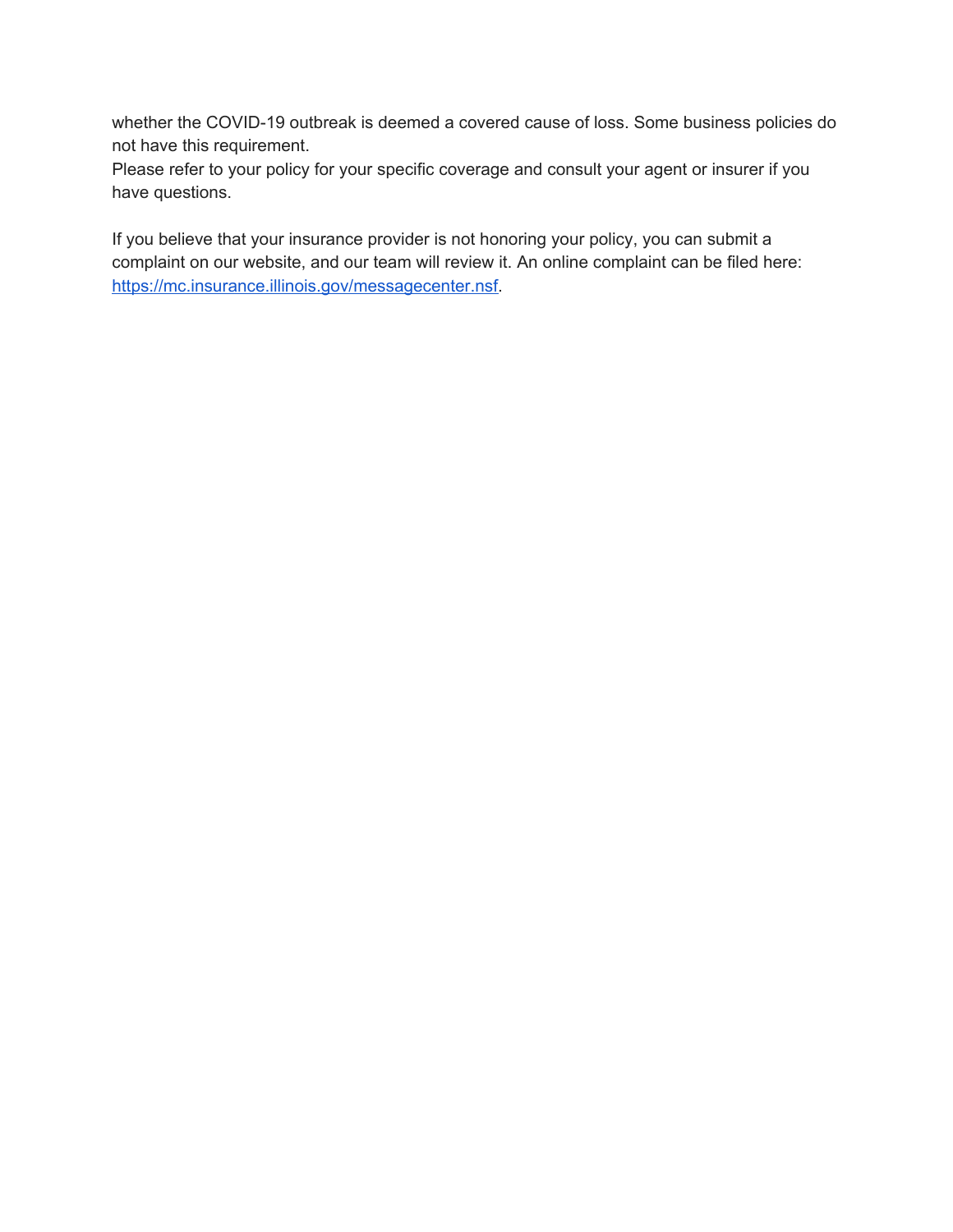whether the COVID-19 outbreak is deemed a covered cause of loss. Some business policies do not have this requirement.
Please refer to your policy for your specific coverage and consult your agent or insurer if you have questions.

If you believe that your insurance provider is not honoring your policy, you can submit a complaint on our website, and our team will review it. An online complaint can be filed here: [https://mc.insurance.illinois.gov/messagecenter.nsf](https://mc.insurance.illinois.gov/messagecenter.nsf).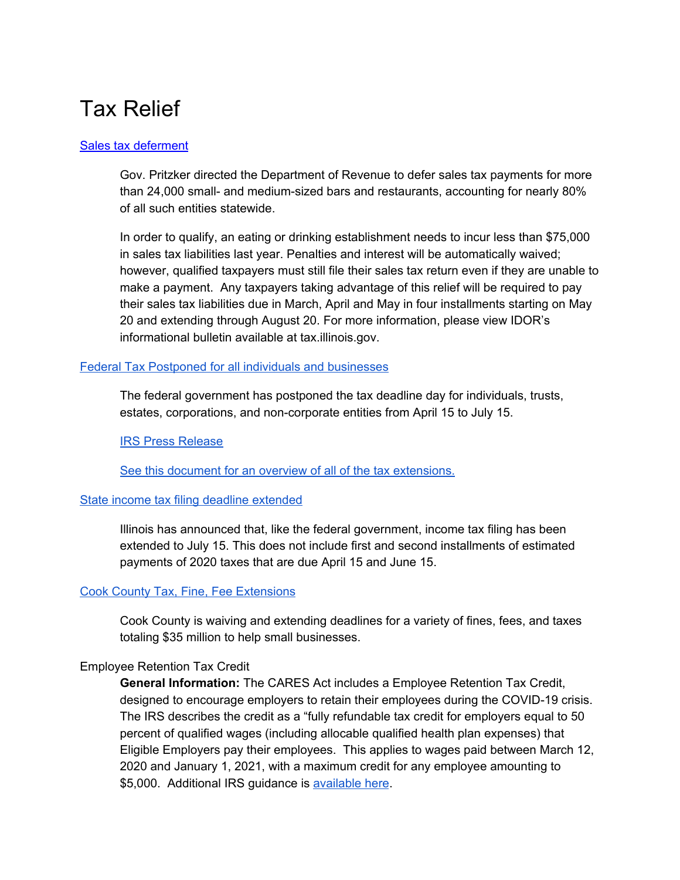# Tax Relief

[Sales tax deferment]

Gov. Pritzker directed the Department of Revenue to defer sales tax payments for more than 24,000 small- and medium-sized bars and restaurants, accounting for nearly 80% of all such entities statewide.

In order to qualify, an eating or drinking establishment needs to incur less than $75,000 in sales tax liabilities last year. Penalties and interest will be automatically waived; however, qualified taxpayers must still file their sales tax return even if they are unable to make a payment. Any taxpayers taking advantage of this relief will be required to pay their sales tax liabilities due in March, April and May in four installments starting on May 20 and extending through August 20. For more information, please view IDOR's informational bulletin available at tax.illinois.gov.

[Federal Tax Postponed for all individuals and businesses]

The federal government has postponed the tax deadline day for individuals, trusts, estates, corporations, and non-corporate entities from April 15 to July 15.

[IRS Press Release]

[See this document for an overview of all of the tax extensions.]

[State income tax filing deadline extended]

Illinois has announced that, like the federal government, income tax filing has been extended to July 15. This does not include first and second installments of estimated payments of 2020 taxes that are due April 15 and June 15.

[Cook County Tax, Fine, Fee Extensions]

Cook County is waiving and extending deadlines for a variety of fines, fees, and taxes totaling $35 million to help small businesses.

Employee Retention Tax Credit

**General Information:** The CARES Act includes a Employee Retention Tax Credit, designed to encourage employers to retain their employees during the COVID-19 crisis. The IRS describes the credit as a "fully refundable tax credit for employers equal to 50 percent of qualified wages (including allocable qualified health plan expenses) that Eligible Employers pay their employees. This applies to wages paid between March 12, 2020 and January 1, 2021, with a maximum credit for any employee amounting to $5,000. Additional IRS guidance is [available here].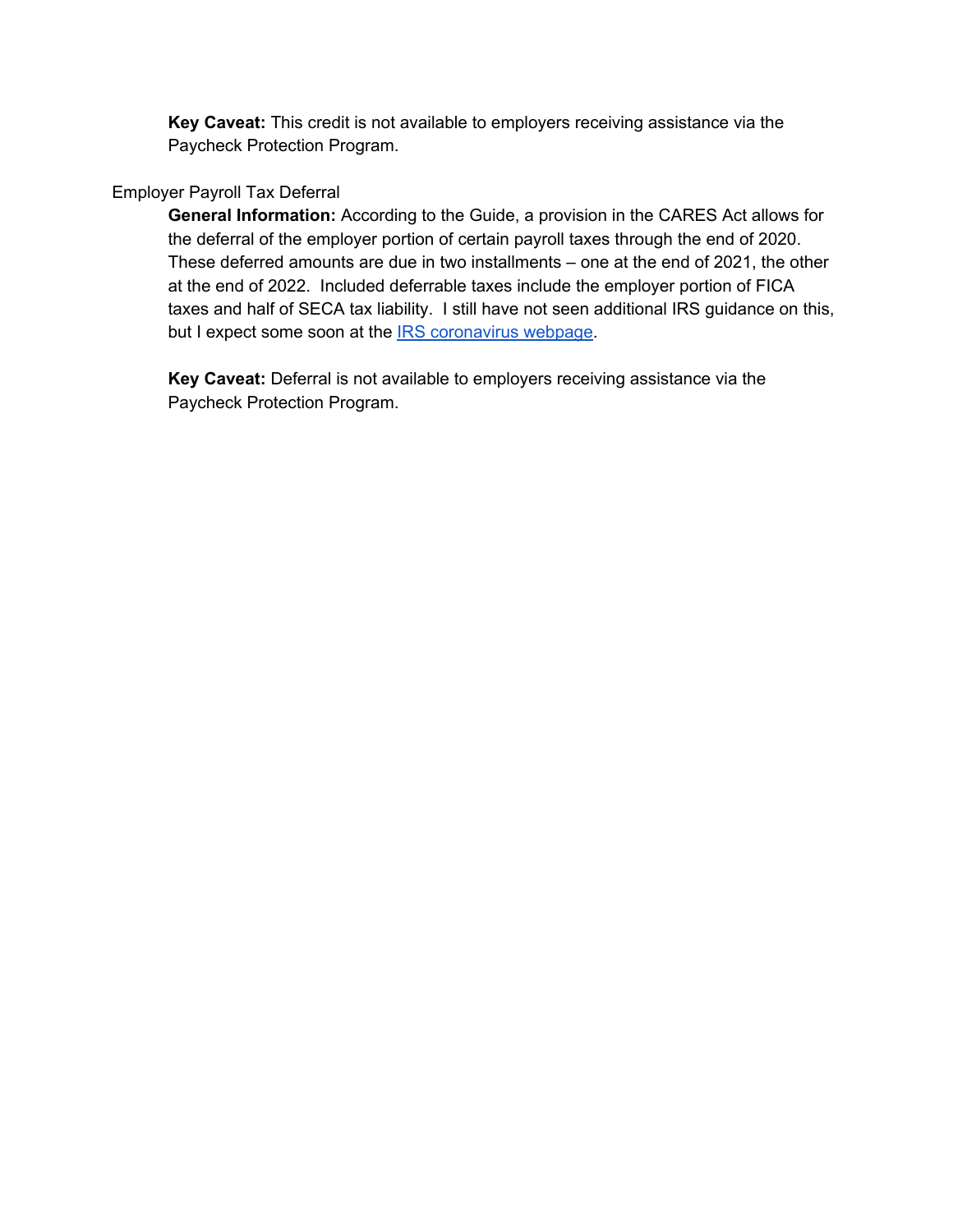**Key Caveat:** This credit is not available to employers receiving assistance via the Paycheck Protection Program.

Employer Payroll Tax Deferral

**General Information:** According to the Guide, a provision in the CARES Act allows for the deferral of the employer portion of certain payroll taxes through the end of 2020. These deferred amounts are due in two installments – one at the end of 2021, the other at the end of 2022. Included deferrable taxes include the employer portion of FICA taxes and half of SECA tax liability. I still have not seen additional IRS guidance on this, but I expect some soon at the IRS coronavirus webpage.

**Key Caveat:** Deferral is not available to employers receiving assistance via the Paycheck Protection Program.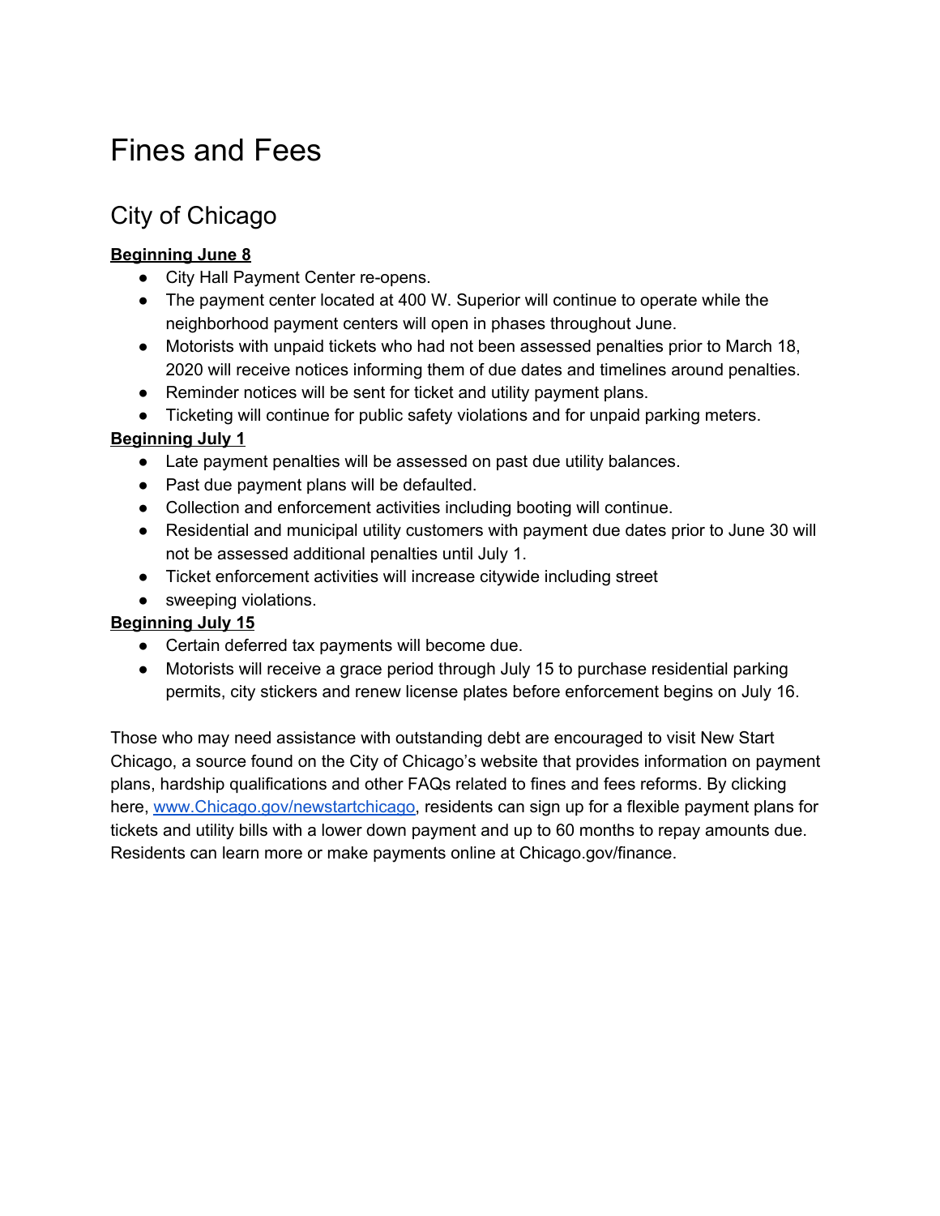# Fines and Fees

## City of Chicago

**Beginning June 8**

- City Hall Payment Center re-opens.
- The payment center located at 400 W. Superior will continue to operate while the neighborhood payment centers will open in phases throughout June.
- Motorists with unpaid tickets who had not been assessed penalties prior to March 18, 2020 will receive notices informing them of due dates and timelines around penalties.
- Reminder notices will be sent for ticket and utility payment plans.
- Ticketing will continue for public safety violations and for unpaid parking meters.

**Beginning July 1**

- Late payment penalties will be assessed on past due utility balances.
- Past due payment plans will be defaulted.
- Collection and enforcement activities including booting will continue.
- Residential and municipal utility customers with payment due dates prior to June 30 will not be assessed additional penalties until July 1.
- Ticket enforcement activities will increase citywide including street
- sweeping violations.

**Beginning July 15**

- Certain deferred tax payments will become due.
- Motorists will receive a grace period through July 15 to purchase residential parking permits, city stickers and renew license plates before enforcement begins on July 16.

Those who may need assistance with outstanding debt are encouraged to visit New Start Chicago, a source found on the City of Chicago's website that provides information on payment plans, hardship qualifications and other FAQs related to fines and fees reforms. By clicking here, [www.Chicago.gov/newstartchicago](http://www.Chicago.gov/newstartchicago), residents can sign up for a flexible payment plans for tickets and utility bills with a lower down payment and up to 60 months to repay amounts due. Residents can learn more or make payments online at Chicago.gov/finance.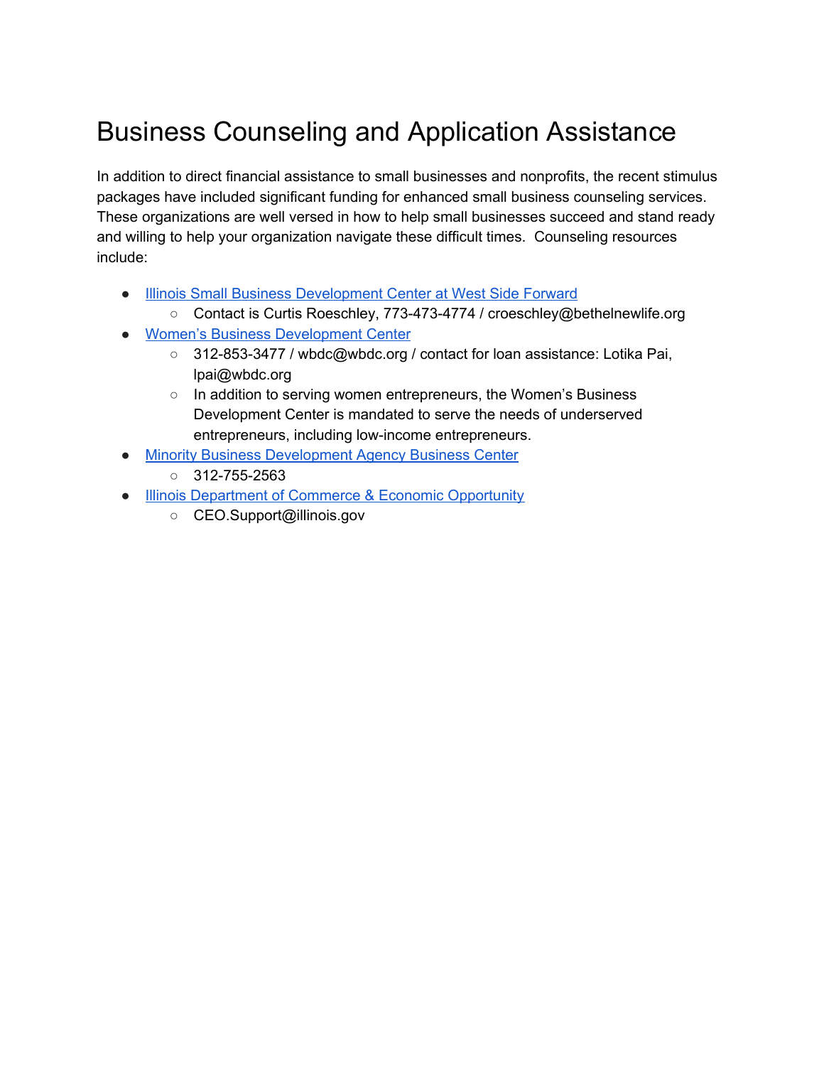# Business Counseling and Application Assistance

In addition to direct financial assistance to small businesses and nonprofits, the recent stimulus packages have included significant funding for enhanced small business counseling services. These organizations are well versed in how to help small businesses succeed and stand ready and willing to help your organization navigate these difficult times. Counseling resources include:

- Illinois Small Business Development Center at West Side Forward
  - Contact is Curtis Roeschley, 773-473-4774 / croeschley@bethelnewlife.org
- Women's Business Development Center
  - 312-853-3477 / wbdc@wbdc.org / contact for loan assistance: Lotika Pai, lpai@wbdc.org
  - In addition to serving women entrepreneurs, the Women's Business Development Center is mandated to serve the needs of underserved entrepreneurs, including low-income entrepreneurs.
- Minority Business Development Agency Business Center
  - 312-755-2563
- Illinois Department of Commerce & Economic Opportunity
  - CEO.Support@illinois.gov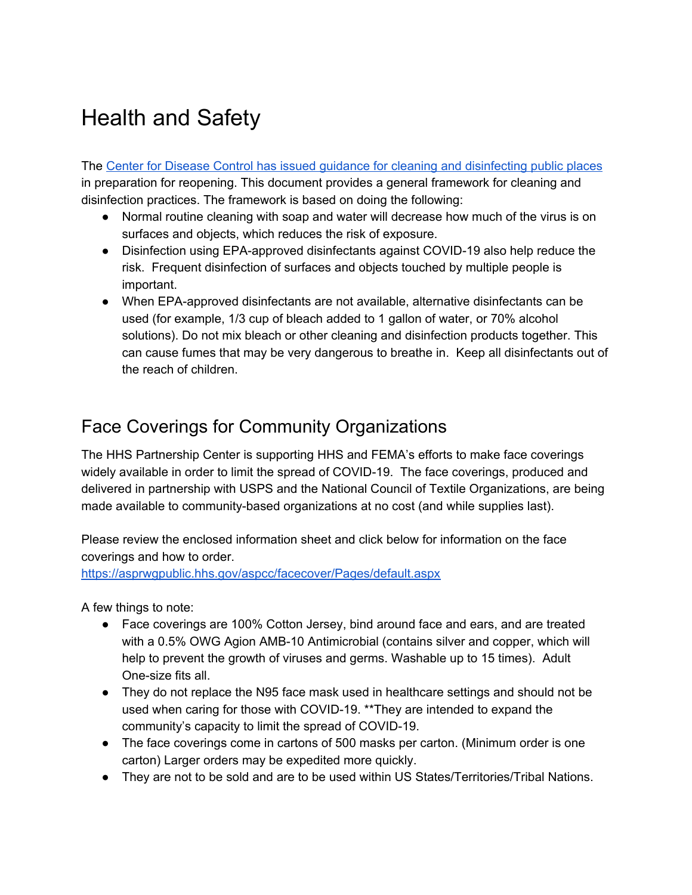# Health and Safety

The [Center for Disease Control has issued guidance for cleaning and disinfecting public places](#) in preparation for reopening. This document provides a general framework for cleaning and disinfection practices. The framework is based on doing the following:

- Normal routine cleaning with soap and water will decrease how much of the virus is on surfaces and objects, which reduces the risk of exposure.
- Disinfection using EPA-approved disinfectants against COVID-19 also help reduce the risk. Frequent disinfection of surfaces and objects touched by multiple people is important.
- When EPA-approved disinfectants are not available, alternative disinfectants can be used (for example, 1/3 cup of bleach added to 1 gallon of water, or 70% alcohol solutions). Do not mix bleach or other cleaning and disinfection products together. This can cause fumes that may be very dangerous to breathe in. Keep all disinfectants out of the reach of children.

## Face Coverings for Community Organizations

The HHS Partnership Center is supporting HHS and FEMA's efforts to make face coverings widely available in order to limit the spread of COVID-19. The face coverings, produced and delivered in partnership with USPS and the National Council of Textile Organizations, are being made available to community-based organizations at no cost (and while supplies last).

Please review the enclosed information sheet and click below for information on the face coverings and how to order.
https://asprwgpublic.hhs.gov/aspcc/facecover/Pages/default.aspx

A few things to note:

- Face coverings are 100% Cotton Jersey, bind around face and ears, and are treated with a 0.5% OWG Agion AMB-10 Antimicrobial (contains silver and copper, which will help to prevent the growth of viruses and germs. Washable up to 15 times). Adult One-size fits all.
- They do not replace the N95 face mask used in healthcare settings and should not be used when caring for those with COVID-19. **They are intended to expand the community's capacity to limit the spread of COVID-19.
- The face coverings come in cartons of 500 masks per carton. (Minimum order is one carton) Larger orders may be expedited more quickly.
- They are not to be sold and are to be used within US States/Territories/Tribal Nations.